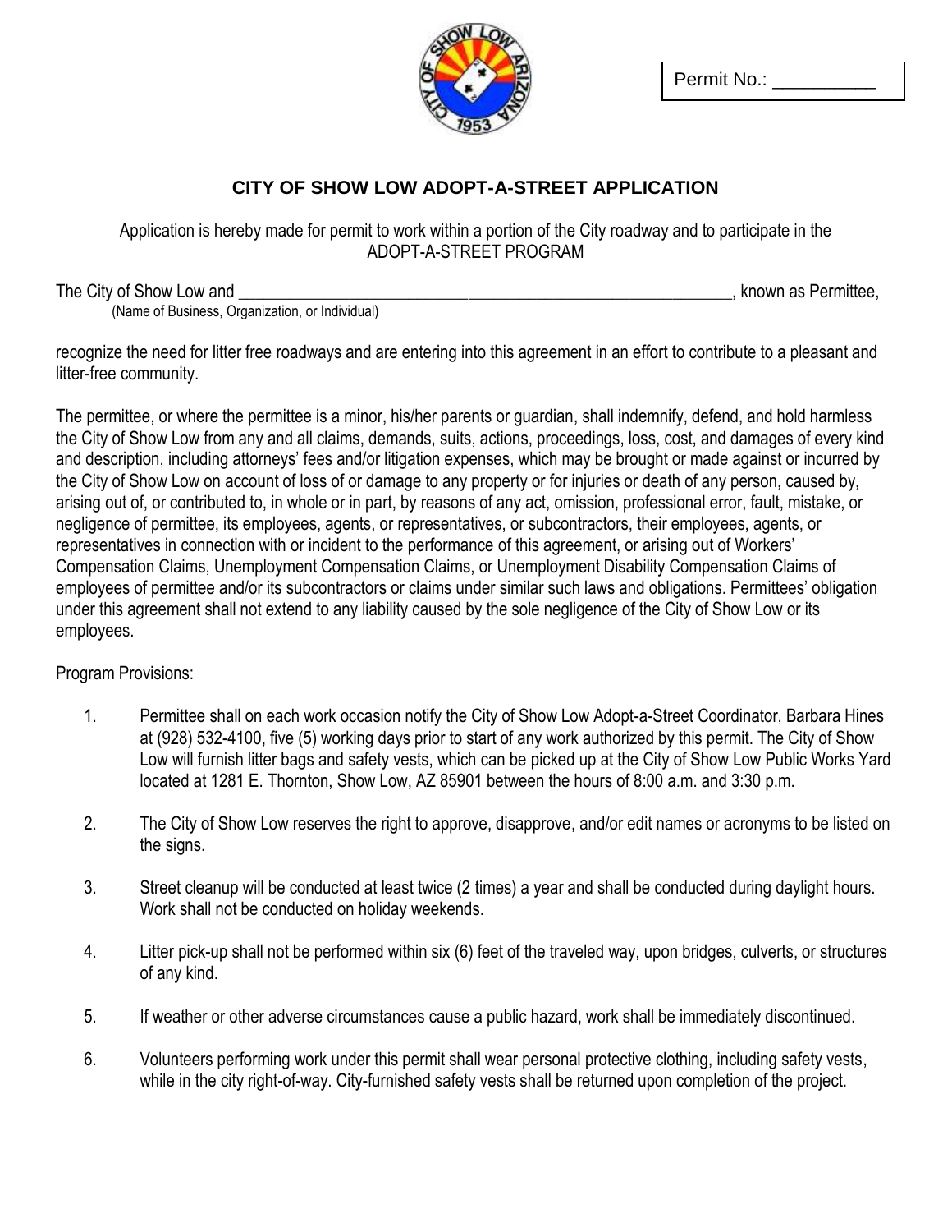Permit No.: __________

# CITY OF SHOW LOW ADOPT-A-STREET APPLICATION

Application is hereby made for permit to work within a portion of the City roadway and to participate in the ADOPT-A-STREET PROGRAM

The City of Show Low and ______________________________________________________________, known as Permittee,
(Name of Business, Organization, or Individual)

recognize the need for litter free roadways and are entering into this agreement in an effort to contribute to a pleasant and litter-free community.

The permittee, or where the permittee is a minor, his/her parents or guardian, shall indemnify, defend, and hold harmless the City of Show Low from any and all claims, demands, suits, actions, proceedings, loss, cost, and damages of every kind and description, including attorneys' fees and/or litigation expenses, which may be brought or made against or incurred by the City of Show Low on account of loss of or damage to any property or for injuries or death of any person, caused by, arising out of, or contributed to, in whole or in part, by reasons of any act, omission, professional error, fault, mistake, or negligence of permittee, its employees, agents, or representatives, or subcontractors, their employees, agents, or representatives in connection with or incident to the performance of this agreement, or arising out of Workers' Compensation Claims, Unemployment Compensation Claims, or Unemployment Disability Compensation Claims of employees of permittee and/or its subcontractors or claims under similar such laws and obligations. Permittees' obligation under this agreement shall not extend to any liability caused by the sole negligence of the City of Show Low or its employees.

Program Provisions:

1. Permittee shall on each work occasion notify the City of Show Low Adopt-a-Street Coordinator, Barbara Hines at (928) 532-4100, five (5) working days prior to start of any work authorized by this permit. The City of Show Low will furnish litter bags and safety vests, which can be picked up at the City of Show Low Public Works Yard located at 1281 E. Thornton, Show Low, AZ 85901 between the hours of 8:00 a.m. and 3:30 p.m.

2. The City of Show Low reserves the right to approve, disapprove, and/or edit names or acronyms to be listed on the signs.

3. Street cleanup will be conducted at least twice (2 times) a year and shall be conducted during daylight hours. Work shall not be conducted on holiday weekends.

4. Litter pick-up shall not be performed within six (6) feet of the traveled way, upon bridges, culverts, or structures of any kind.

5. If weather or other adverse circumstances cause a public hazard, work shall be immediately discontinued.

6. Volunteers performing work under this permit shall wear personal protective clothing, including safety vests, while in the city right-of-way. City-furnished safety vests shall be returned upon completion of the project.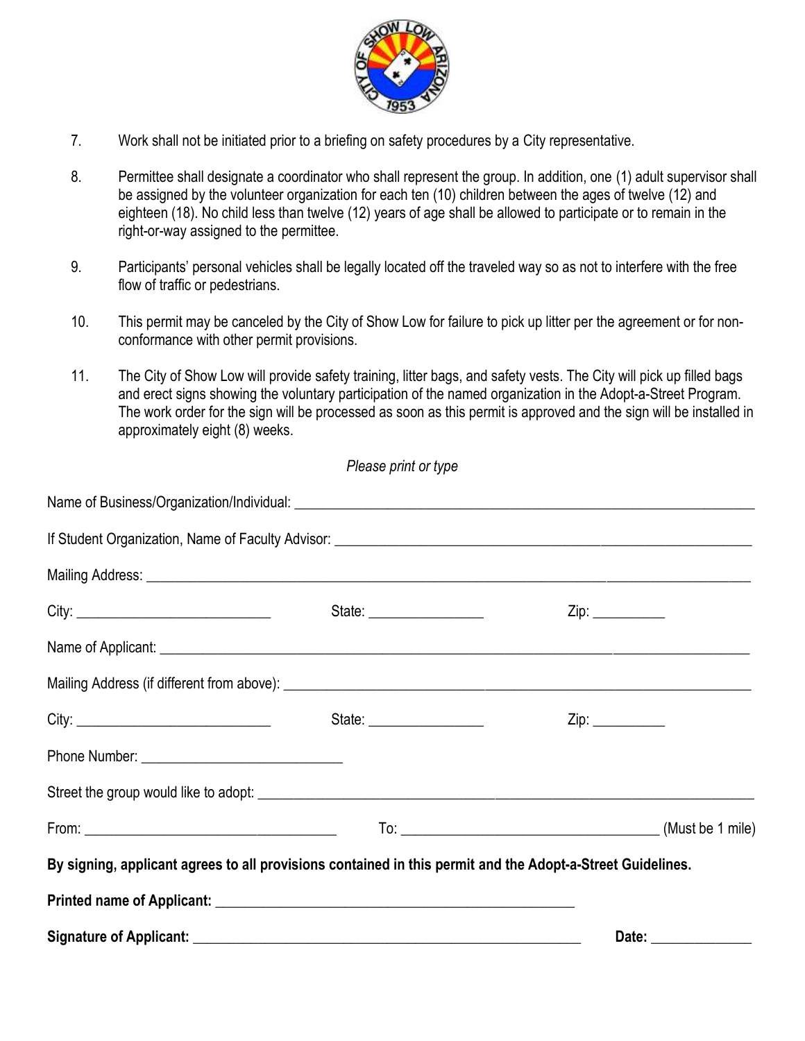7. Work shall not be initiated prior to a briefing on safety procedures by a City representative.

8. Permittee shall designate a coordinator who shall represent the group. In addition, one (1) adult supervisor shall be assigned by the volunteer organization for each ten (10) children between the ages of twelve (12) and eighteen (18). No child less than twelve (12) years of age shall be allowed to participate or to remain in the right-or-way assigned to the permittee.

9. Participants' personal vehicles shall be legally located off the traveled way so as not to interfere with the free flow of traffic or pedestrians.

10. This permit may be canceled by the City of Show Low for failure to pick up litter per the agreement or for non-conformance with other permit provisions.

11. The City of Show Low will provide safety training, litter bags, and safety vests. The City will pick up filled bags and erect signs showing the voluntary participation of the named organization in the Adopt-a-Street Program. The work order for the sign will be processed as soon as this permit is approved and the sign will be installed in approximately eight (8) weeks.

*Please print or type*

Name of Business/Organization/Individual: ______________________________

If Student Organization, Name of Faculty Advisor: ______________________________

Mailing Address: ______________________________

City: ____________________ State: ______________ Zip: __________

Name of Applicant: ______________________________

Mailing Address (if different from above): ______________________________

City: ____________________ State: ______________ Zip: __________

Phone Number: ____________________

Street the group would like to adopt: ______________________________

From: ____________________ To: ____________________ (Must be 1 mile)

**By signing, applicant agrees to all provisions contained in this permit and the Adopt-a-Street Guidelines.**

**Printed name of Applicant:** ______________________________

**Signature of Applicant:** ______________________________ **Date:** ______________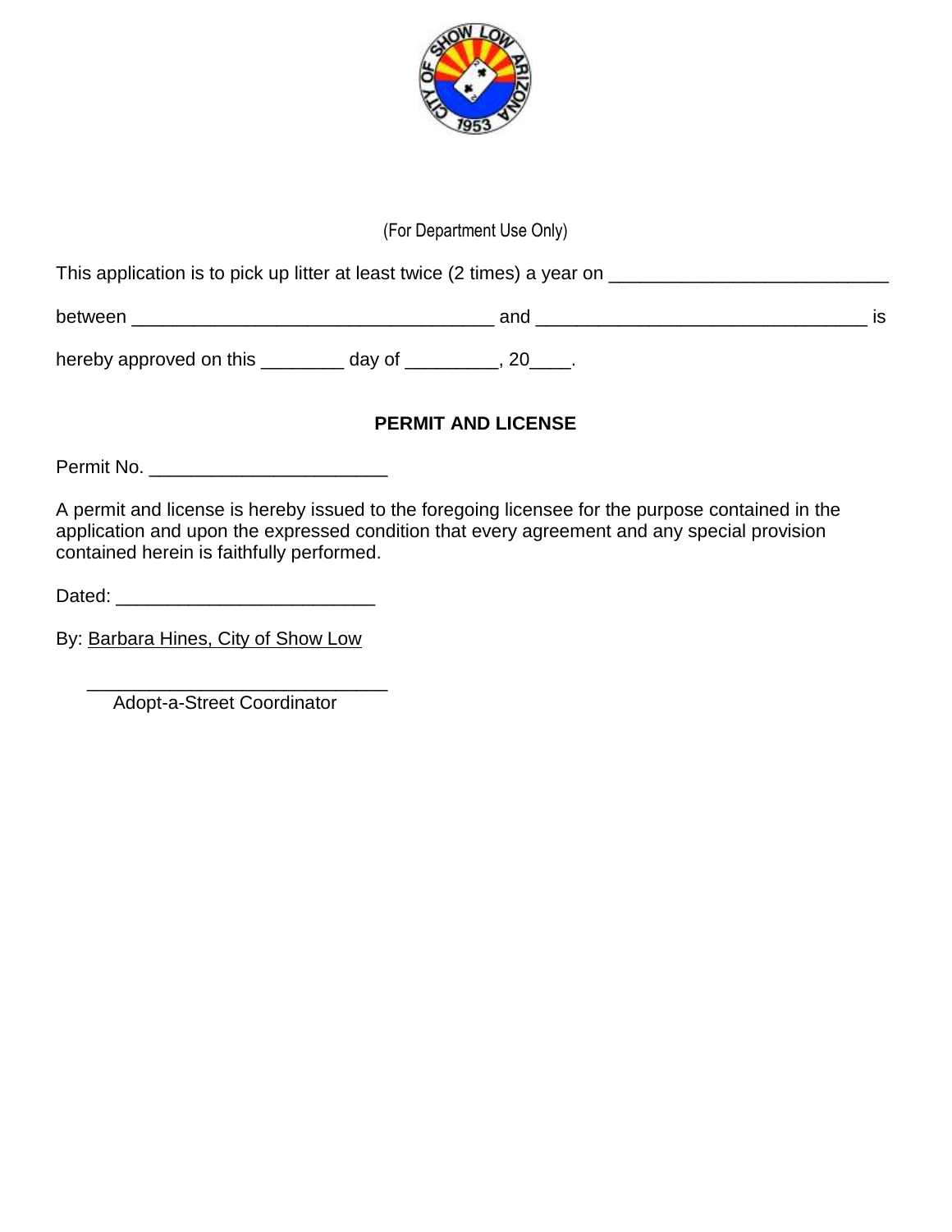(For Department Use Only)

This application is to pick up litter at least twice (2 times) a year on ___________________________

between ___________________________________ and ________________________________ is

hereby approved on this ________ day of _________, 20____.

**PERMIT AND LICENSE**

Permit No. _______________________

A permit and license is hereby issued to the foregoing licensee for the purpose contained in the application and upon the expressed condition that every agreement and any special provision contained herein is faithfully performed.

Dated: _________________________

By: Barbara Hines, City of Show Low

_____________________________
Adopt-a-Street Coordinator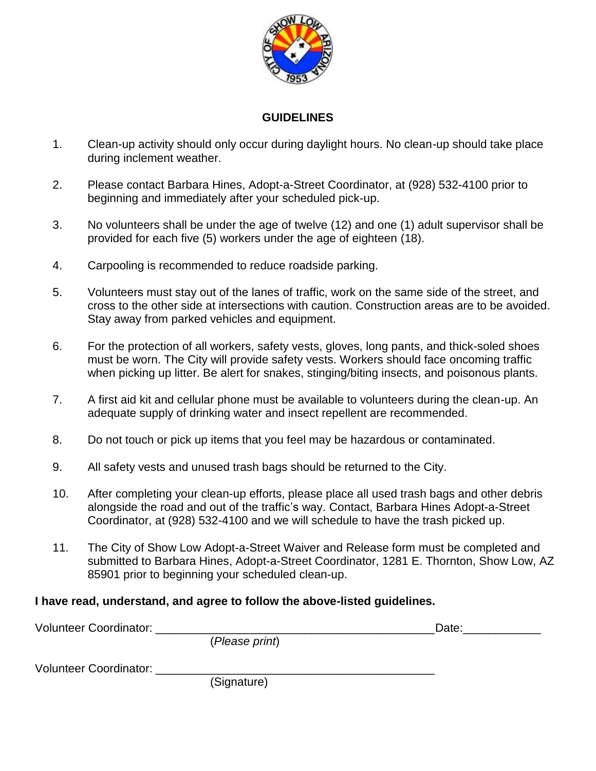## GUIDELINES

1. Clean-up activity should only occur during daylight hours. No clean-up should take place during inclement weather.

2. Please contact Barbara Hines, Adopt-a-Street Coordinator, at (928) 532-4100 prior to beginning and immediately after your scheduled pick-up.

3. No volunteers shall be under the age of twelve (12) and one (1) adult supervisor shall be provided for each five (5) workers under the age of eighteen (18).

4. Carpooling is recommended to reduce roadside parking.

5. Volunteers must stay out of the lanes of traffic, work on the same side of the street, and cross to the other side at intersections with caution. Construction areas are to be avoided. Stay away from parked vehicles and equipment.

6. For the protection of all workers, safety vests, gloves, long pants, and thick-soled shoes must be worn. The City will provide safety vests. Workers should face oncoming traffic when picking up litter. Be alert for snakes, stinging/biting insects, and poisonous plants.

7. A first aid kit and cellular phone must be available to volunteers during the clean-up. An adequate supply of drinking water and insect repellent are recommended.

8. Do not touch or pick up items that you feel may be hazardous or contaminated.

9. All safety vests and unused trash bags should be returned to the City.

10. After completing your clean-up efforts, please place all used trash bags and other debris alongside the road and out of the traffic's way. Contact, Barbara Hines Adopt-a-Street Coordinator, at (928) 532-4100 and we will schedule to have the trash picked up.

11. The City of Show Low Adopt-a-Street Waiver and Release form must be completed and submitted to Barbara Hines, Adopt-a-Street Coordinator, 1281 E. Thornton, Show Low, AZ 85901 prior to beginning your scheduled clean-up.

**I have read, understand, and agree to follow the above-listed guidelines.**

Volunteer Coordinator: ____________________________________________ Date:____________
(*Please print*)

Volunteer Coordinator: ____________________________________________
(Signature)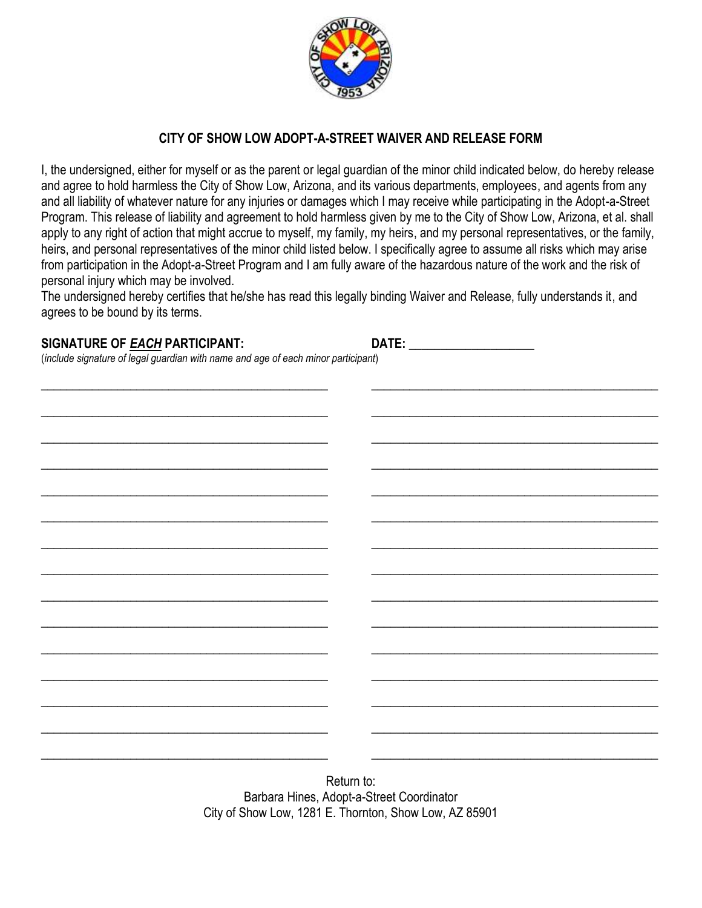## CITY OF SHOW LOW ADOPT-A-STREET WAIVER AND RELEASE FORM

I, the undersigned, either for myself or as the parent or legal guardian of the minor child indicated below, do hereby release and agree to hold harmless the City of Show Low, Arizona, and its various departments, employees, and agents from any and all liability of whatever nature for any injuries or damages which I may receive while participating in the Adopt-a-Street Program. This release of liability and agreement to hold harmless given by me to the City of Show Low, Arizona, et al. shall apply to any right of action that might accrue to myself, my family, my heirs, and my personal representatives, or the family, heirs, and personal representatives of the minor child listed below. I specifically agree to assume all risks which may arise from participation in the Adopt-a-Street Program and I am fully aware of the hazardous nature of the work and the risk of personal injury which may be involved.

The undersigned hereby certifies that he/she has read this legally binding Waiver and Release, fully understands it, and agrees to be bound by its terms.

**SIGNATURE OF _EACH_ PARTICIPANT:** **DATE:** ___________________

(*include signature of legal guardian with name and age of each minor participant*)

| | |
|---|---|
| _______________________________ | _______________________________ |
| _______________________________ | _______________________________ |
| _______________________________ | _______________________________ |
| _______________________________ | _______________________________ |
| _______________________________ | _______________________________ |
| _______________________________ | _______________________________ |
| _______________________________ | _______________________________ |
| _______________________________ | _______________________________ |
| _______________________________ | _______________________________ |
| _______________________________ | _______________________________ |
| _______________________________ | _______________________________ |
| _______________________________ | _______________________________ |
| _______________________________ | _______________________________ |
| _______________________________ | _______________________________ |
| _______________________________ | _______________________________ |

Return to:
Barbara Hines, Adopt-a-Street Coordinator
City of Show Low, 1281 E. Thornton, Show Low, AZ 85901